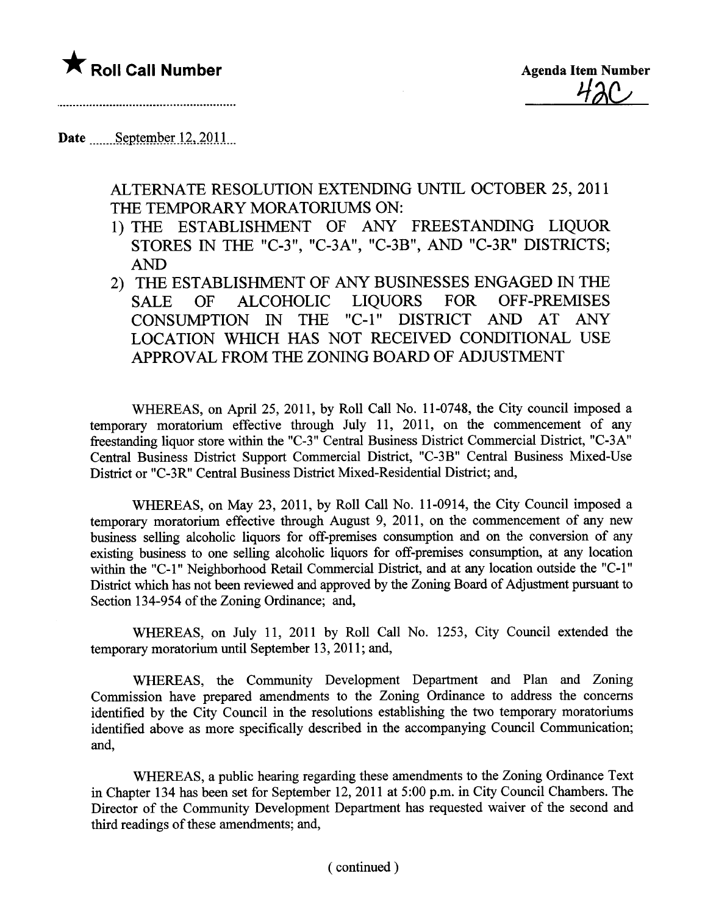★ **Roll Call Number**

**Agenda Item Number**
42C

Date September 12, 2011

## ALTERNATE RESOLUTION EXTENDING UNTIL OCTOBER 25, 2011 THE TEMPORARY MORATORIUMS ON:

1) THE ESTABLISHMENT OF ANY FREESTANDING LIQUOR STORES IN THE "C-3", "C-3A", "C-3B", AND "C-3R" DISTRICTS; AND
2) THE ESTABLISHMENT OF ANY BUSINESSES ENGAGED IN THE SALE OF ALCOHOLIC LIQUORS FOR OFF-PREMISES CONSUMPTION IN THE "C-1" DISTRICT AND AT ANY LOCATION WHICH HAS NOT RECEIVED CONDITIONAL USE APPROVAL FROM THE ZONING BOARD OF ADJUSTMENT

WHEREAS, on April 25, 2011, by Roll Call No. 11-0748, the City council imposed a temporary moratorium effective through July 11, 2011, on the commencement of any freestanding liquor store within the "C-3" Central Business District Commercial District, "C-3A" Central Business District Support Commercial District, "C-3B" Central Business Mixed-Use District or "C-3R" Central Business District Mixed-Residential District; and,

WHEREAS, on May 23, 2011, by Roll Call No. 11-0914, the City Council imposed a temporary moratorium effective through August 9, 2011, on the commencement of any new business selling alcoholic liquors for off-premises consumption and on the conversion of any existing business to one selling alcoholic liquors for off-premises consumption, at any location within the "C-1" Neighborhood Retail Commercial District, and at any location outside the "C-1" District which has not been reviewed and approved by the Zoning Board of Adjustment pursuant to Section 134-954 of the Zoning Ordinance; and,

WHEREAS, on July 11, 2011 by Roll Call No. 1253, City Council extended the temporary moratorium until September 13, 2011; and,

WHEREAS, the Community Development Department and Plan and Zoning Commission have prepared amendments to the Zoning Ordinance to address the concerns identified by the City Council in the resolutions establishing the two temporary moratoriums identified above as more specifically described in the accompanying Council Communication; and,

WHEREAS, a public hearing regarding these amendments to the Zoning Ordinance Text in Chapter 134 has been set for September 12, 2011 at 5:00 p.m. in City Council Chambers. The Director of the Community Development Department has requested waiver of the second and third readings of these amendments; and,

( continued )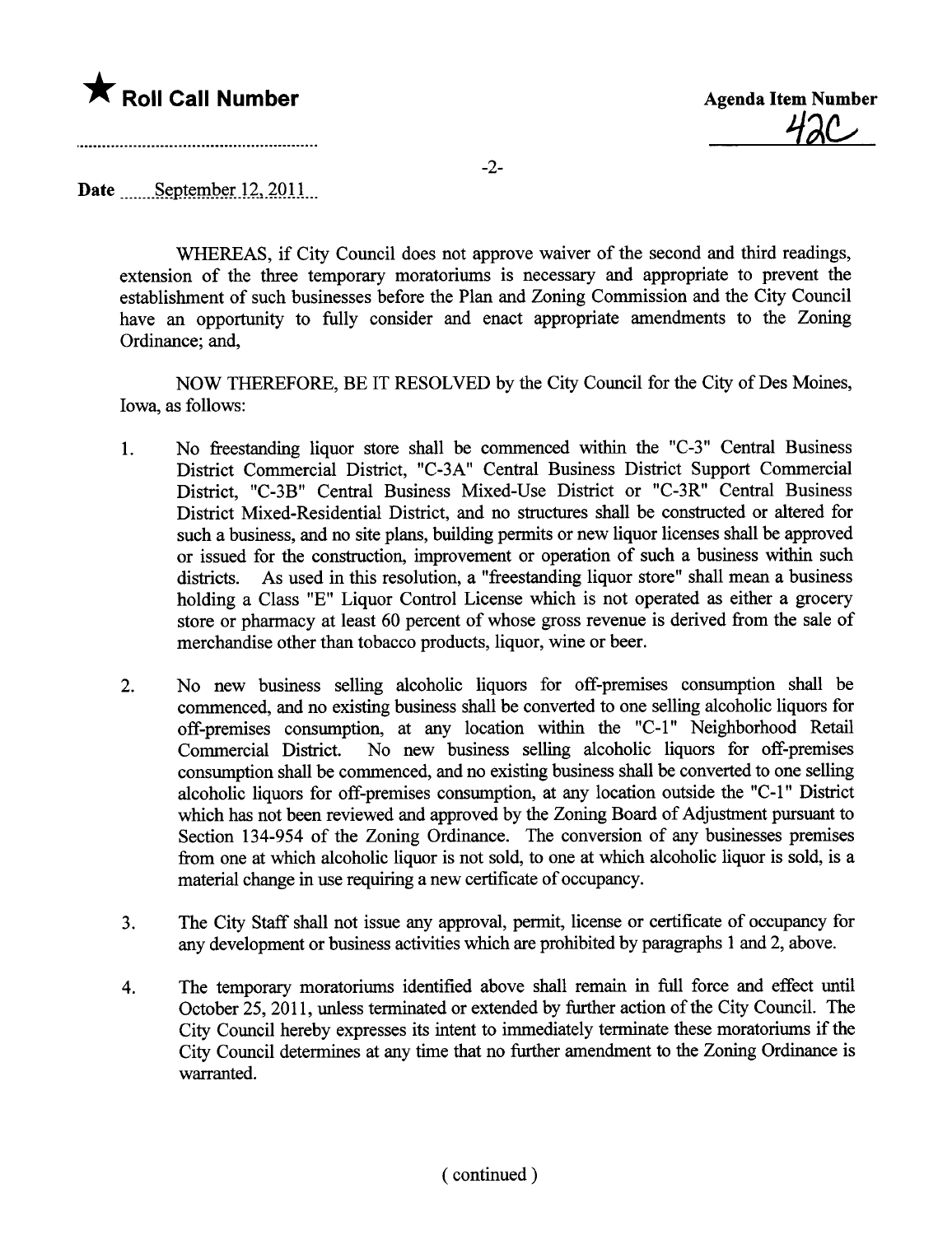★ **Roll Call Number**

**Agenda Item Number**
42C

**Date** September 12, 2011

WHEREAS, if City Council does not approve waiver of the second and third readings, extension of the three temporary moratoriums is necessary and appropriate to prevent the establishment of such businesses before the Plan and Zoning Commission and the City Council have an opportunity to fully consider and enact appropriate amendments to the Zoning Ordinance; and,

NOW THEREFORE, BE IT RESOLVED by the City Council for the City of Des Moines, Iowa, as follows:

1. No freestanding liquor store shall be commenced within the "C-3" Central Business District Commercial District, "C-3A" Central Business District Support Commercial District, "C-3B" Central Business Mixed-Use District or "C-3R" Central Business District Mixed-Residential District, and no structures shall be constructed or altered for such a business, and no site plans, building permits or new liquor licenses shall be approved or issued for the construction, improvement or operation of such a business within such districts. As used in this resolution, a "freestanding liquor store" shall mean a business holding a Class "E" Liquor Control License which is not operated as either a grocery store or pharmacy at least 60 percent of whose gross revenue is derived from the sale of merchandise other than tobacco products, liquor, wine or beer.

2. No new business selling alcoholic liquors for off-premises consumption shall be commenced, and no existing business shall be converted to one selling alcoholic liquors for off-premises consumption, at any location within the "C-1" Neighborhood Retail Commercial District. No new business selling alcoholic liquors for off-premises consumption shall be commenced, and no existing business shall be converted to one selling alcoholic liquors for off-premises consumption, at any location outside the "C-1" District which has not been reviewed and approved by the Zoning Board of Adjustment pursuant to Section 134-954 of the Zoning Ordinance. The conversion of any businesses premises from one at which alcoholic liquor is not sold, to one at which alcoholic liquor is sold, is a material change in use requiring a new certificate of occupancy.

3. The City Staff shall not issue any approval, permit, license or certificate of occupancy for any development or business activities which are prohibited by paragraphs 1 and 2, above.

4. The temporary moratoriums identified above shall remain in full force and effect until October 25, 2011, unless terminated or extended by further action of the City Council. The City Council hereby expresses its intent to immediately terminate these moratoriums if the City Council determines at any time that no further amendment to the Zoning Ordinance is warranted.

( continued )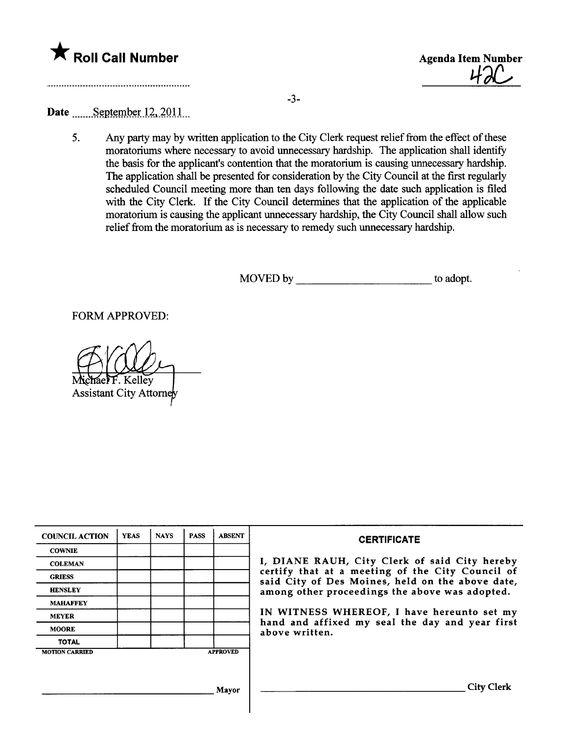★ **Roll Call Number**

**Agenda Item Number**
42C

**Date** September 12, 2011

5. Any party may by written application to the City Clerk request relief from the effect of these moratoriums where necessary to avoid unnecessary hardship. The application shall identify the basis for the applicant's contention that the moratorium is causing unnecessary hardship. The application shall be presented for consideration by the City Council at the first regularly scheduled Council meeting more than ten days following the date such application is filed with the City Clerk. If the City Council determines that the application of the applicable moratorium is causing the applicant unnecessary hardship, the City Council shall allow such relief from the moratorium as is necessary to remedy such unnecessary hardship.

MOVED by ________________________ to adopt.

FORM APPROVED:

Michael F. Kelley
Assistant City Attorney

| COUNCIL ACTION | YEAS | NAYS | PASS | ABSENT |
|---|---|---|---|---|
| COWNIE | | | | |
| COLEMAN | | | | |
| GRIESS | | | | |
| HENSLEY | | | | |
| MAHAFFEY | | | | |
| MEYER | | | | |
| MOORE | | | | |
| TOTAL | | | | |

MOTION CARRIED APPROVED

________________________ Mayor

**CERTIFICATE**

I, DIANE RAUH, City Clerk of said City hereby certify that at a meeting of the City Council of said City of Des Moines, held on the above date, among other proceedings the above was adopted.

IN WITNESS WHEREOF, I have hereunto set my hand and affixed my seal the day and year first above written.

________________________ City Clerk